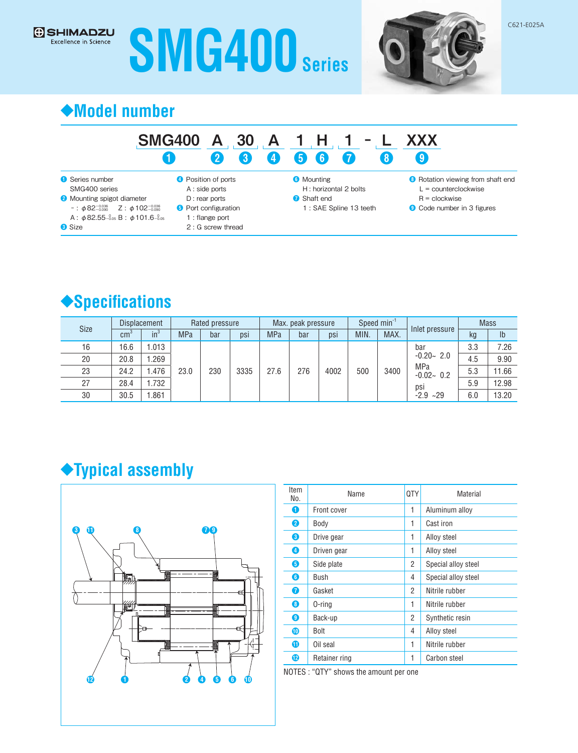# SMG400 Series

## ◆Model number

**SMG400 A 30 A 1 H 1 - L XXX**

❶ ❷ ❸ ❹ ❺ ❻ ❼ ❽ ❾

❶ Series number
SMG400 series

❷ Mounting spigot diameter
－ : $\phi 82^{-0.036}_{-0.090}$ Z : $\phi 102^{-0.036}_{-0.090}$
A : $\phi 82.55^{0}_{-0.05}$ B : $\phi 101.6^{0}_{-0.05}$

❸ Size

❹ Position of ports
A : side ports
D : rear ports

❺ Port configuration
1 : flange port
2 : G screw thread

❻ Mounting
H : horizontal 2 bolts

❼ Shaft end
1 : SAE Spline 13 teeth

❽ Rotation viewing from shaft end
L = counterclockwise
R = clockwise

❾ Code number in 3 figures

## ◆Specifications

| Size | Displacement | | Rated pressure | | | Max. peak pressure | | | Speed min$^{-1}$ | | Inlet pressure | Mass | |
|---|---|---|---|---|---|---|---|---|---|---|---|---|---|
| | cm$^3$ | in$^3$ | MPa | bar | psi | MPa | bar | psi | MIN. | MAX. | | kg | lb |
| 16 | 16.6 | 1.013 | 23.0 | 230 | 3335 | 27.6 | 276 | 4002 | 500 | 3400 | bar -0.20~ 2.0 MPa -0.02~ 0.2 psi -2.9 ~29 | 3.3 | 7.26 |
| 20 | 20.8 | 1.269 | | | | | | | | | | 4.5 | 9.90 |
| 23 | 24.2 | 1.476 | | | | | | | | | | 5.3 | 11.66 |
| 27 | 28.4 | 1.732 | | | | | | | | | | 5.9 | 12.98 |
| 30 | 30.5 | 1.861 | | | | | | | | | | 6.0 | 13.20 |

## ◆Typical assembly

| Item No. | Name | QTY | Material |
|---|---|---|---|
| ❶ | Front cover | 1 | Aluminum alloy |
| ❷ | Body | 1 | Cast iron |
| ❸ | Drive gear | 1 | Alloy steel |
| ❹ | Driven gear | 1 | Alloy steel |
| ❺ | Side plate | 2 | Special alloy steel |
| ❻ | Bush | 4 | Special alloy steel |
| ❼ | Gasket | 2 | Nitrile rubber |
| ❽ | O-ring | 1 | Nitrile rubber |
| ❾ | Back-up | 2 | Synthetic resin |
| ❿ | Bolt | 4 | Alloy steel |
| ⓫ | Oil seal | 1 | Nitrile rubber |
| ⓬ | Retainer ring | 1 | Carbon steel |

NOTES : "QTY" shows the amount per one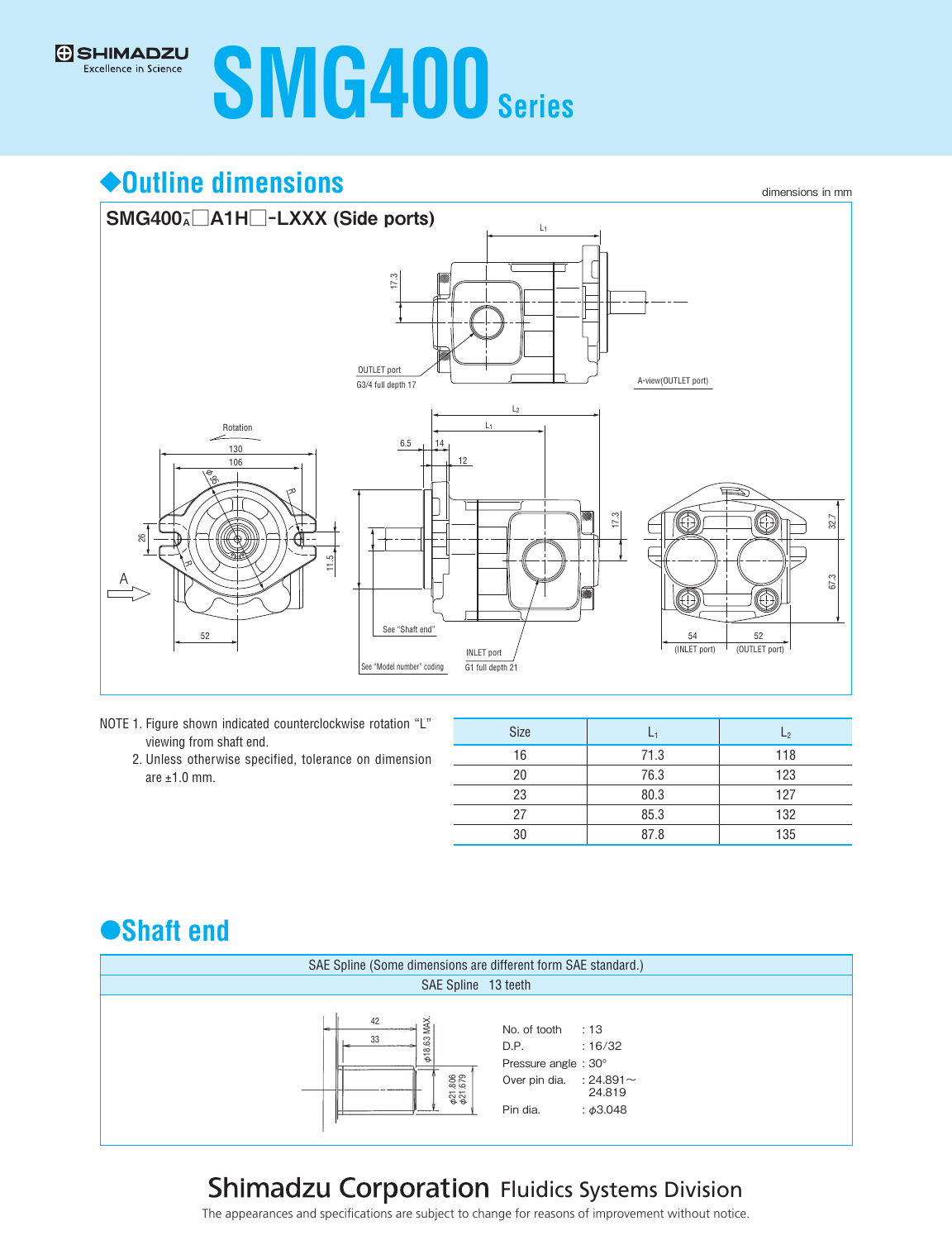# SMG400 Series

## ◆Outline dimensions

dimensions in mm

### SMG400$\bar{\text{A}}$□A1H□-LXXX (Side ports)

L1

17.3

OUTLET port
G3/4 full depth 17

A-view(OUTLET port)

L2

L1

6.5

14

12

Rotation

130

106

φ35

R

R

26

11.5

17.3

32.7

67.3

A

52

See "Shaft end"

See "Model number" coding

INLET port
G1 full depth 21

54
(INLET port)

52
(OUTLET port)

NOTE 1. Figure shown indicated counterclockwise rotation "L" viewing from shaft end.
2. Unless otherwise specified, tolerance on dimension are ±1.0 mm.

| Size | $L_1$ | $L_2$ |
|---|---|---|
| 16 | 71.3 | 118 |
| 20 | 76.3 | 123 |
| 23 | 80.3 | 127 |
| 27 | 85.3 | 132 |
| 30 | 87.8 | 135 |

## ●Shaft end

SAE Spline (Some dimensions are different form SAE standard.)

SAE Spline 13 teeth

42

33

φ18.63 MAX.

φ21.806
φ21.679

No. of tooth : 13
D.P. : 16/32
Pressure angle : 30°
Over pin dia. : 24.891～24.819
Pin dia. : φ3.048

Shimadzu Corporation Fluidics Systems Division

The appearances and specifications are subject to change for reasons of improvement without notice.